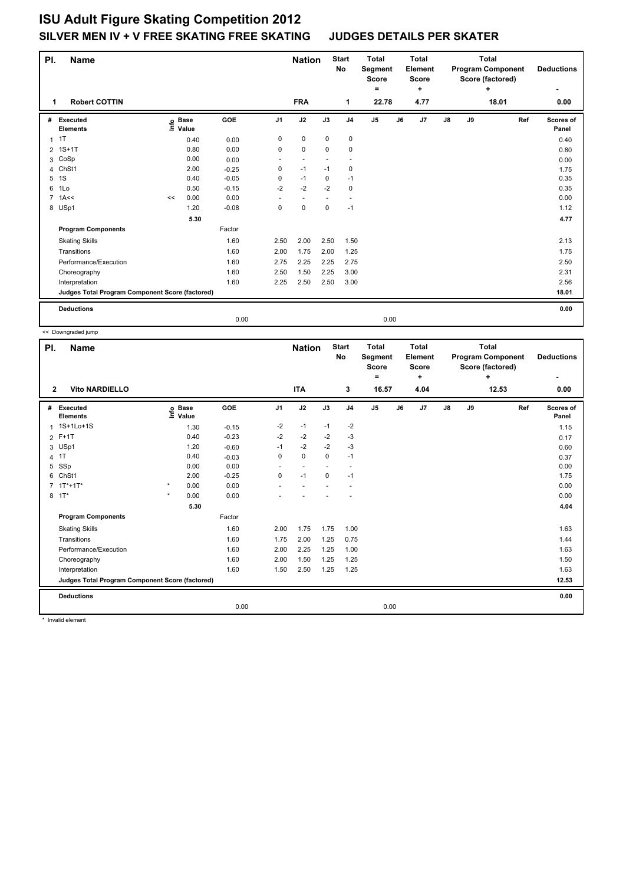# ISU Adult Figure Skating Competition 2012

## SILVER MEN IV + V FREE SKATING FREE SKATING JUDGES DETAILS PER SKATER

| Pl. | Name | Nation | Start No | Total Segment Score = | Total Element Score + | Total Program Component Score (factored) + | Deductions - |
|---|---|---|---|---|---|---|---|
| 1 | Robert COTTIN | FRA | 1 | 22.78 | 4.77 | 18.01 | 0.00 |

| # | Executed Elements | Info | Base Value | GOE | J1 | J2 | J3 | J4 | J5 | J6 | J7 | J8 | J9 | Ref | Scores of Panel |
|---|---|---|---|---|---|---|---|---|---|---|---|---|---|---|---|
| 1 | 1T | | 0.40 | 0.00 | 0 | 0 | 0 | 0 | | | | | | | 0.40 |
| 2 | 1S+1T | | 0.80 | 0.00 | 0 | 0 | 0 | 0 | | | | | | | 0.80 |
| 3 | CoSp | | 0.00 | 0.00 | - | - | - | - | | | | | | | 0.00 |
| 4 | ChSt1 | | 2.00 | -0.25 | 0 | -1 | -1 | 0 | | | | | | | 1.75 |
| 5 | 1S | | 0.40 | -0.05 | 0 | -1 | 0 | -1 | | | | | | | 0.35 |
| 6 | 1Lo | | 0.50 | -0.15 | -2 | -2 | -2 | 0 | | | | | | | 0.35 |
| 7 | 1A<< | << | 0.00 | 0.00 | - | - | - | - | | | | | | | 0.00 |
| 8 | USp1 | | 1.20 | -0.08 | 0 | 0 | 0 | -1 | | | | | | | 1.12 |
| | | | 5.30 | | | | | | | | | | | | 4.77 |
| | **Program Components** | | | Factor | | | | | | | | | | | |
| | Skating Skills | | | 1.60 | 2.50 | 2.00 | 2.50 | 1.50 | | | | | | | 2.13 |
| | Transitions | | | 1.60 | 2.00 | 1.75 | 2.00 | 1.25 | | | | | | | 1.75 |
| | Performance/Execution | | | 1.60 | 2.75 | 2.25 | 2.25 | 2.75 | | | | | | | 2.50 |
| | Choreography | | | 1.60 | 2.50 | 1.50 | 2.25 | 3.00 | | | | | | | 2.31 |
| | Interpretation | | | 1.60 | 2.25 | 2.50 | 2.50 | 3.00 | | | | | | | 2.56 |
| | **Judges Total Program Component Score (factored)** | | | | | | | | | | | | | | 18.01 |
| | **Deductions** | | | | | | | | | | | | | | 0.00 |
| | | | | 0.00 | | | | | 0.00 | | | | | | |

<< Downgraded jump

| Pl. | Name | Nation | Start No | Total Segment Score = | Total Element Score + | Total Program Component Score (factored) + | Deductions - |
|---|---|---|---|---|---|---|---|
| 2 | Vito NARDIELLO | ITA | 3 | 16.57 | 4.04 | 12.53 | 0.00 |

| # | Executed Elements | Info | Base Value | GOE | J1 | J2 | J3 | J4 | J5 | J6 | J7 | J8 | J9 | Ref | Scores of Panel |
|---|---|---|---|---|---|---|---|---|---|---|---|---|---|---|---|
| 1 | 1S+1Lo+1S | | 1.30 | -0.15 | -2 | -1 | -1 | -2 | | | | | | | 1.15 |
| 2 | F+1T | | 0.40 | -0.23 | -2 | -2 | -2 | -3 | | | | | | | 0.17 |
| 3 | USp1 | | 1.20 | -0.60 | -1 | -2 | -2 | -3 | | | | | | | 0.60 |
| 4 | 1T | | 0.40 | -0.03 | 0 | 0 | 0 | -1 | | | | | | | 0.37 |
| 5 | SSp | | 0.00 | 0.00 | - | - | - | - | | | | | | | 0.00 |
| 6 | ChSt1 | | 2.00 | -0.25 | 0 | -1 | 0 | -1 | | | | | | | 1.75 |
| 7 | 1T*+1T* | * | 0.00 | 0.00 | - | - | - | - | | | | | | | 0.00 |
| 8 | 1T* | * | 0.00 | 0.00 | - | - | - | - | | | | | | | 0.00 |
| | | | 5.30 | | | | | | | | | | | | 4.04 |
| | **Program Components** | | | Factor | | | | | | | | | | | |
| | Skating Skills | | | 1.60 | 2.00 | 1.75 | 1.75 | 1.00 | | | | | | | 1.63 |
| | Transitions | | | 1.60 | 1.75 | 2.00 | 1.25 | 0.75 | | | | | | | 1.44 |
| | Performance/Execution | | | 1.60 | 2.00 | 2.25 | 1.25 | 1.00 | | | | | | | 1.63 |
| | Choreography | | | 1.60 | 2.00 | 1.50 | 1.25 | 1.25 | | | | | | | 1.50 |
| | Interpretation | | | 1.60 | 1.50 | 2.50 | 1.25 | 1.25 | | | | | | | 1.63 |
| | **Judges Total Program Component Score (factored)** | | | | | | | | | | | | | | 12.53 |
| | **Deductions** | | | | | | | | | | | | | | 0.00 |
| | | | | 0.00 | | | | | 0.00 | | | | | | |

* Invalid element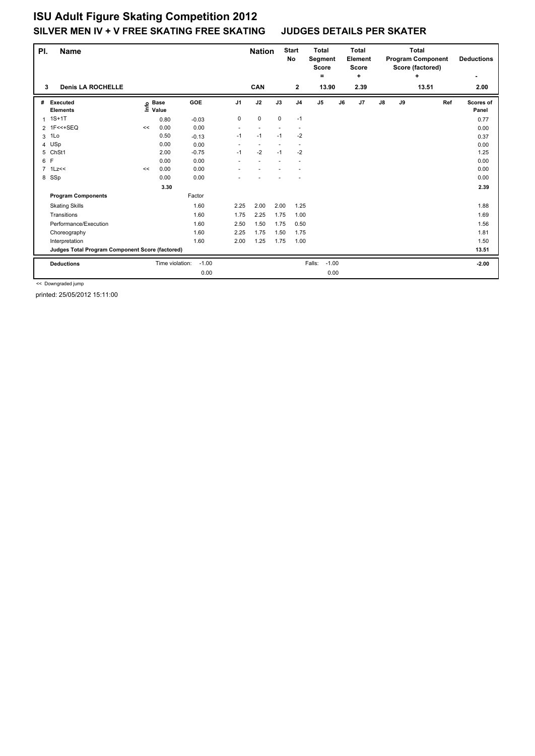# ISU Adult Figure Skating Competition 2012

## SILVER MEN IV + V FREE SKATING FREE SKATING JUDGES DETAILS PER SKATER

| Pl. | Name | Nation | Start No | Total Segment Score = | Total Element Score + | Total Program Component Score (factored) + | Deductions - |
|---|---|---|---|---|---|---|---|
| 3 | Denis LA ROCHELLE | CAN | 2 | 13.90 | 2.39 | 13.51 | 2.00 |

| # | Executed Elements | Info | Base Value | GOE | J1 | J2 | J3 | J4 | J5 | J6 | J7 | J8 | J9 | Ref | Scores of Panel |
|---|---|---|---|---|---|---|---|---|---|---|---|---|---|---|---|
| 1 | 1S+1T | | 0.80 | -0.03 | 0 | 0 | 0 | -1 | | | | | | | 0.77 |
| 2 | 1F<<+SEQ | << | 0.00 | 0.00 | - | - | - | - | | | | | | | 0.00 |
| 3 | 1Lo | | 0.50 | -0.13 | -1 | -1 | -1 | -2 | | | | | | | 0.37 |
| 4 | USp | | 0.00 | 0.00 | - | - | - | - | | | | | | | 0.00 |
| 5 | ChSt1 | | 2.00 | -0.75 | -1 | -2 | -1 | -2 | | | | | | | 1.25 |
| 6 | F | | 0.00 | 0.00 | - | - | - | - | | | | | | | 0.00 |
| 7 | 1Lz<< | << | 0.00 | 0.00 | - | - | - | - | | | | | | | 0.00 |
| 8 | SSp | | 0.00 | 0.00 | - | - | - | - | | | | | | | 0.00 |
| | | | 3.30 | | | | | | | | | | | | 2.39 |
| | **Program Components** | | | Factor | | | | | | | | | | | |
| | Skating Skills | | | 1.60 | 2.25 | 2.00 | 2.00 | 1.25 | | | | | | | 1.88 |
| | Transitions | | | 1.60 | 1.75 | 2.25 | 1.75 | 1.00 | | | | | | | 1.69 |
| | Performance/Execution | | | 1.60 | 2.50 | 1.50 | 1.75 | 0.50 | | | | | | | 1.56 |
| | Choreography | | | 1.60 | 2.25 | 1.75 | 1.50 | 1.75 | | | | | | | 1.81 |
| | Interpretation | | | 1.60 | 2.00 | 1.25 | 1.75 | 1.00 | | | | | | | 1.50 |
| | **Judges Total Program Component Score (factored)** | | | | | | | | | | | | | | 13.51 |
| | **Deductions** | | Time violation: | -1.00 | | | | | Falls: | -1.00 | | | | | -2.00 |
| | | | | 0.00 | | | | | | 0.00 | | | | | |

<< Downgraded jump

printed: 25/05/2012 15:11:00